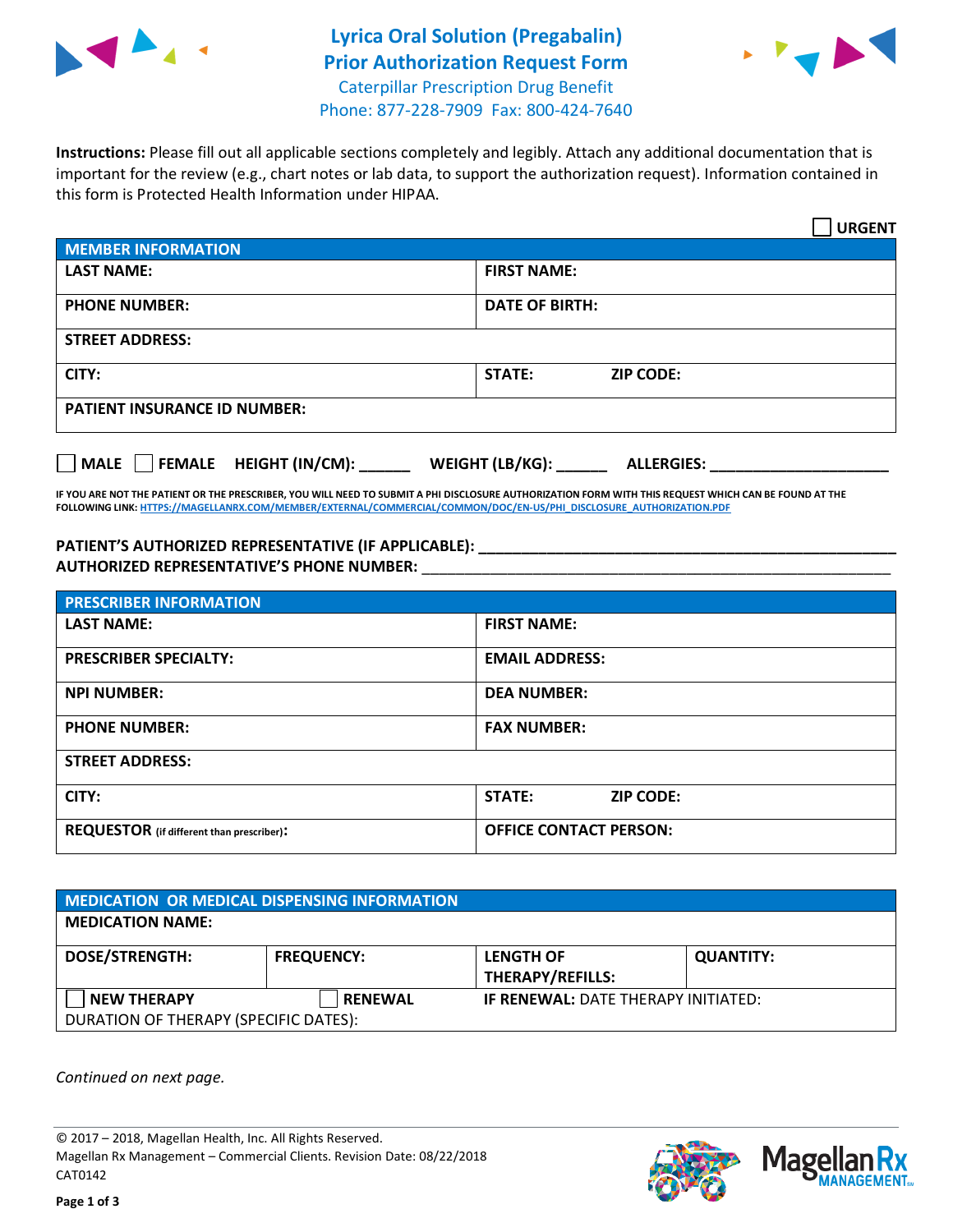# Lyrica Oral Solution (Pregabalin)
# Prior Authorization Request Form

Caterpillar Prescription Drug Benefit
Phone: 877-228-7909 Fax: 800-424-7640

**Instructions:** Please fill out all applicable sections completely and legibly. Attach any additional documentation that is important for the review (e.g., chart notes or lab data, to support the authorization request). Information contained in this form is Protected Health Information under HIPAA.

☐ **URGENT**

| MEMBER INFORMATION | |
|---|---|
| **LAST NAME:** | **FIRST NAME:** |
| **PHONE NUMBER:** | **DATE OF BIRTH:** |
| **STREET ADDRESS:** | |
| **CITY:** | **STATE:** **ZIP CODE:** |
| **PATIENT INSURANCE ID NUMBER:** | |

☐ **MALE** ☐ **FEMALE** **HEIGHT (IN/CM):** ______ **WEIGHT (LB/KG):** ______ **ALLERGIES:** ____________________

**IF YOU ARE NOT THE PATIENT OR THE PRESCRIBER, YOU WILL NEED TO SUBMIT A PHI DISCLOSURE AUTHORIZATION FORM WITH THIS REQUEST WHICH CAN BE FOUND AT THE FOLLOWING LINK: HTTPS://MAGELLANRX.COM/MEMBER/EXTERNAL/COMMERCIAL/COMMON/DOC/EN-US/PHI_DISCLOSURE_AUTHORIZATION.PDF**

**PATIENT'S AUTHORIZED REPRESENTATIVE (IF APPLICABLE):** ____________________________________________
**AUTHORIZED REPRESENTATIVE'S PHONE NUMBER:** ____________________________________________

| PRESCRIBER INFORMATION | |
|---|---|
| **LAST NAME:** | **FIRST NAME:** |
| **PRESCRIBER SPECIALTY:** | **EMAIL ADDRESS:** |
| **NPI NUMBER:** | **DEA NUMBER:** |
| **PHONE NUMBER:** | **FAX NUMBER:** |
| **STREET ADDRESS:** | |
| **CITY:** | **STATE:** **ZIP CODE:** |
| **REQUESTOR** (if different than prescriber)**:** | **OFFICE CONTACT PERSON:** |

| MEDICATION OR MEDICAL DISPENSING INFORMATION | | | |
|---|---|---|---|
| **MEDICATION NAME:** | | | |
| **DOSE/STRENGTH:** | **FREQUENCY:** | **LENGTH OF THERAPY/REFILLS:** | **QUANTITY:** |
| ☐ **NEW THERAPY** | ☐ **RENEWAL** | **IF RENEWAL:** DATE THERAPY INITIATED: | |
| DURATION OF THERAPY (SPECIFIC DATES): | | | |

*Continued on next page.*

© 2017 – 2018, Magellan Health, Inc. All Rights Reserved.
Magellan Rx Management – Commercial Clients. Revision Date: 08/22/2018
CAT0142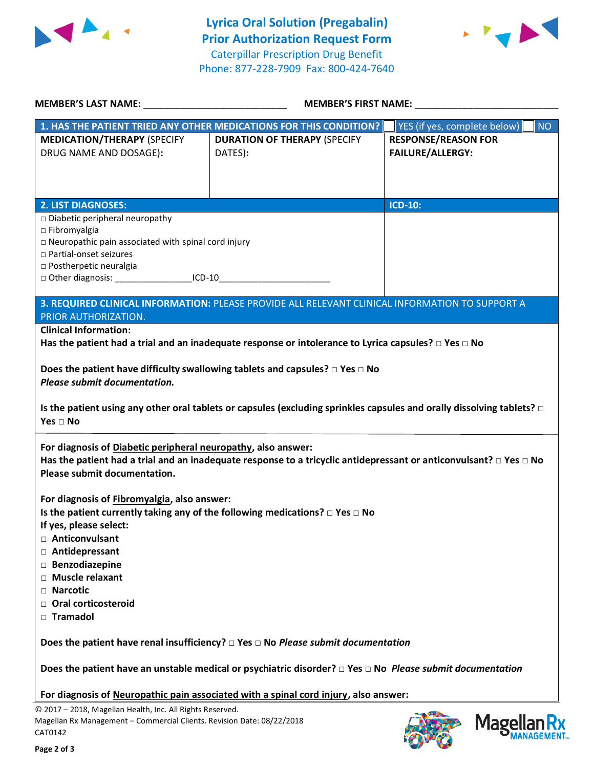# Lyrica Oral Solution (Pregabalin) Prior Authorization Request Form

Caterpillar Prescription Drug Benefit
Phone: 877-228-7909 Fax: 800-424-7640

**MEMBER'S LAST NAME:** ___________________________ **MEMBER'S FIRST NAME:** ___________________________

| **1. HAS THE PATIENT TRIED ANY OTHER MEDICATIONS FOR THIS CONDITION?** | | ☐ YES (if yes, complete below) ☐ NO |
|---|---|---|
| **MEDICATION/THERAPY** (SPECIFY DRUG NAME AND DOSAGE): | **DURATION OF THERAPY** (SPECIFY DATES): | **RESPONSE/REASON FOR FAILURE/ALLERGY:** |
| | | |

| **2. LIST DIAGNOSES:** | **ICD-10:** |
|---|---|
| □ Diabetic peripheral neuropathy<br>□ Fibromyalgia<br>□ Neuropathic pain associated with spinal cord injury<br>□ Partial-onset seizures<br>□ Postherpetic neuralgia<br>□ Other diagnosis: _______________ICD-10______________________ | |

**3. REQUIRED CLINICAL INFORMATION:** PLEASE PROVIDE ALL RELEVANT CLINICAL INFORMATION TO SUPPORT A PRIOR AUTHORIZATION.

**Clinical Information:**

**Has the patient had a trial and an inadequate response or intolerance to Lyrica capsules? □ Yes □ No**

**Does the patient have difficulty swallowing tablets and capsules? □ Yes □ No**
***Please submit documentation.***

**Is the patient using any other oral tablets or capsules (excluding sprinkles capsules and orally dissolving tablets? □ Yes □ No**

**For diagnosis of Diabetic peripheral neuropathy, also answer:**
**Has the patient had a trial and an inadequate response to a tricyclic antidepressant or anticonvulsant? □ Yes □ No**
**Please submit documentation.**

**For diagnosis of Fibromyalgia, also answer:**
**Is the patient currently taking any of the following medications? □ Yes □ No**
**If yes, please select:**
- □ **Anticonvulsant**
- □ **Antidepressant**
- □ **Benzodiazepine**
- □ **Muscle relaxant**
- □ **Narcotic**
- □ **Oral corticosteroid**
- □ **Tramadol**

**Does the patient have renal insufficiency? □ Yes □ No** ***Please submit documentation***

**Does the patient have an unstable medical or psychiatric disorder? □ Yes □ No** ***Please submit documentation***

**For diagnosis of Neuropathic pain associated with a spinal cord injury, also answer:**

© 2017 – 2018, Magellan Health, Inc. All Rights Reserved.
Magellan Rx Management – Commercial Clients. Revision Date: 08/22/2018
CAT0142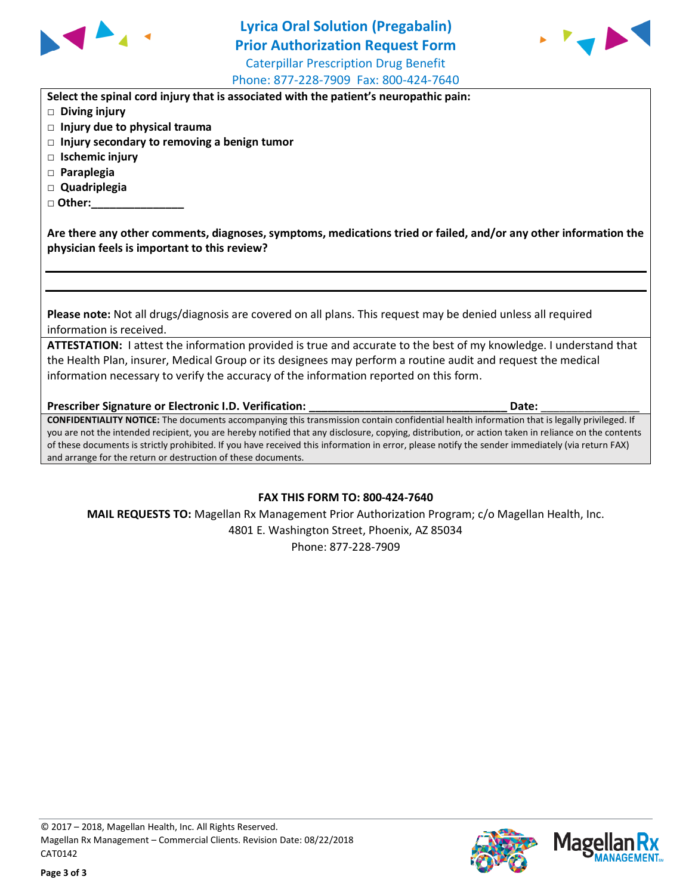**Select the spinal cord injury that is associated with the patient's neuropathic pain:**

- ☐ **Diving injury**
- ☐ **Injury due to physical trauma**
- ☐ **Injury secondary to removing a benign tumor**
- ☐ **Ischemic injury**
- ☐ **Paraplegia**
- ☐ **Quadriplegia**
- ☐ **Other:_______________**

**Are there any other comments, diagnoses, symptoms, medications tried or failed, and/or any other information the physician feels is important to this review?**

______________________________________________________________________________

______________________________________________________________________________

**Please note:** Not all drugs/diagnosis are covered on all plans. This request may be denied unless all required information is received.

**ATTESTATION:** I attest the information provided is true and accurate to the best of my knowledge. I understand that the Health Plan, insurer, Medical Group or its designees may perform a routine audit and request the medical information necessary to verify the accuracy of the information reported on this form.

**Prescriber Signature or Electronic I.D. Verification: ________________________________ Date: ________________**

**CONFIDENTIALITY NOTICE:** The documents accompanying this transmission contain confidential health information that is legally privileged. If you are not the intended recipient, you are hereby notified that any disclosure, copying, distribution, or action taken in reliance on the contents of these documents is strictly prohibited. If you have received this information in error, please notify the sender immediately (via return FAX) and arrange for the return or destruction of these documents.

**FAX THIS FORM TO: 800-424-7640**

**MAIL REQUESTS TO:** Magellan Rx Management Prior Authorization Program; c/o Magellan Health, Inc.
4801 E. Washington Street, Phoenix, AZ 85034
Phone: 877-228-7909

© 2017 – 2018, Magellan Health, Inc. All Rights Reserved.
Magellan Rx Management – Commercial Clients. Revision Date: 08/22/2018
CAT0142